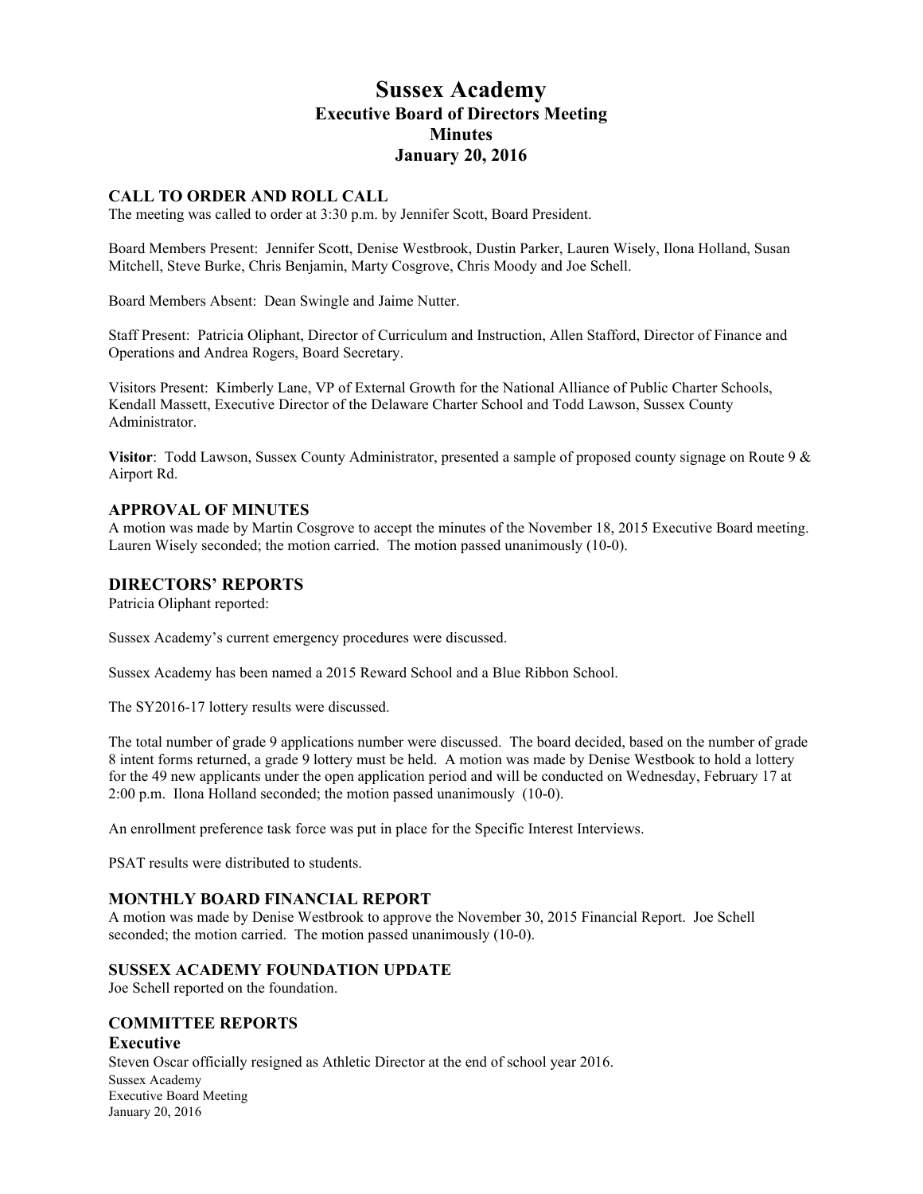# Sussex Academy
## Executive Board of Directors Meeting
## Minutes
## January 20, 2016

### CALL TO ORDER AND ROLL CALL

The meeting was called to order at 3:30 p.m. by Jennifer Scott, Board President.

Board Members Present: Jennifer Scott, Denise Westbrook, Dustin Parker, Lauren Wisely, Ilona Holland, Susan Mitchell, Steve Burke, Chris Benjamin, Marty Cosgrove, Chris Moody and Joe Schell.

Board Members Absent: Dean Swingle and Jaime Nutter.

Staff Present: Patricia Oliphant, Director of Curriculum and Instruction, Allen Stafford, Director of Finance and Operations and Andrea Rogers, Board Secretary.

Visitors Present: Kimberly Lane, VP of External Growth for the National Alliance of Public Charter Schools, Kendall Massett, Executive Director of the Delaware Charter School and Todd Lawson, Sussex County Administrator.

**Visitor**: Todd Lawson, Sussex County Administrator, presented a sample of proposed county signage on Route 9 & Airport Rd.

### APPROVAL OF MINUTES

A motion was made by Martin Cosgrove to accept the minutes of the November 18, 2015 Executive Board meeting. Lauren Wisely seconded; the motion carried. The motion passed unanimously (10-0).

### DIRECTORS' REPORTS

Patricia Oliphant reported:

Sussex Academy's current emergency procedures were discussed.

Sussex Academy has been named a 2015 Reward School and a Blue Ribbon School.

The SY2016-17 lottery results were discussed.

The total number of grade 9 applications number were discussed. The board decided, based on the number of grade 8 intent forms returned, a grade 9 lottery must be held. A motion was made by Denise Westbook to hold a lottery for the 49 new applicants under the open application period and will be conducted on Wednesday, February 17 at 2:00 p.m. Ilona Holland seconded; the motion passed unanimously (10-0).

An enrollment preference task force was put in place for the Specific Interest Interviews.

PSAT results were distributed to students.

### MONTHLY BOARD FINANCIAL REPORT

A motion was made by Denise Westbrook to approve the November 30, 2015 Financial Report. Joe Schell seconded; the motion carried. The motion passed unanimously (10-0).

### SUSSEX ACADEMY FOUNDATION UPDATE

Joe Schell reported on the foundation.

### COMMITTEE REPORTS

#### Executive

Steven Oscar officially resigned as Athletic Director at the end of school year 2016.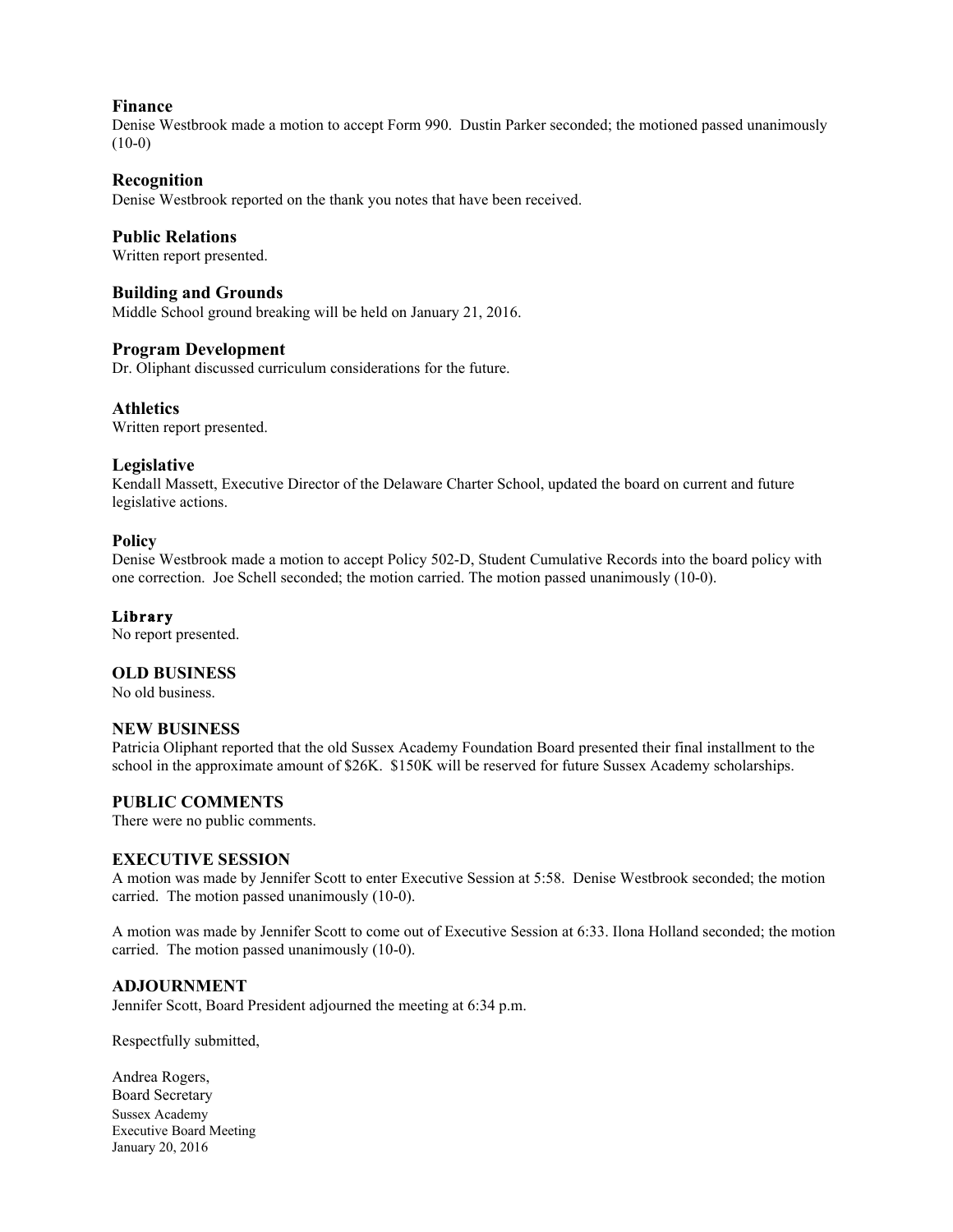### Finance
Denise Westbrook made a motion to accept Form 990. Dustin Parker seconded; the motioned passed unanimously (10-0)

### Recognition
Denise Westbrook reported on the thank you notes that have been received.

### Public Relations
Written report presented.

### Building and Grounds
Middle School ground breaking will be held on January 21, 2016.

### Program Development
Dr. Oliphant discussed curriculum considerations for the future.

### Athletics
Written report presented.

### Legislative
Kendall Massett, Executive Director of the Delaware Charter School, updated the board on current and future legislative actions.

### Policy
Denise Westbrook made a motion to accept Policy 502-D, Student Cumulative Records into the board policy with one correction. Joe Schell seconded; the motion carried. The motion passed unanimously (10-0).

### Library
No report presented.

### OLD BUSINESS
No old business.

### NEW BUSINESS
Patricia Oliphant reported that the old Sussex Academy Foundation Board presented their final installment to the school in the approximate amount of $26K. $150K will be reserved for future Sussex Academy scholarships.

### PUBLIC COMMENTS
There were no public comments.

### EXECUTIVE SESSION
A motion was made by Jennifer Scott to enter Executive Session at 5:58. Denise Westbrook seconded; the motion carried. The motion passed unanimously (10-0).

A motion was made by Jennifer Scott to come out of Executive Session at 6:33. Ilona Holland seconded; the motion carried. The motion passed unanimously (10-0).

### ADJOURNMENT
Jennifer Scott, Board President adjourned the meeting at 6:34 p.m.

Respectfully submitted,

Andrea Rogers,
Board Secretary